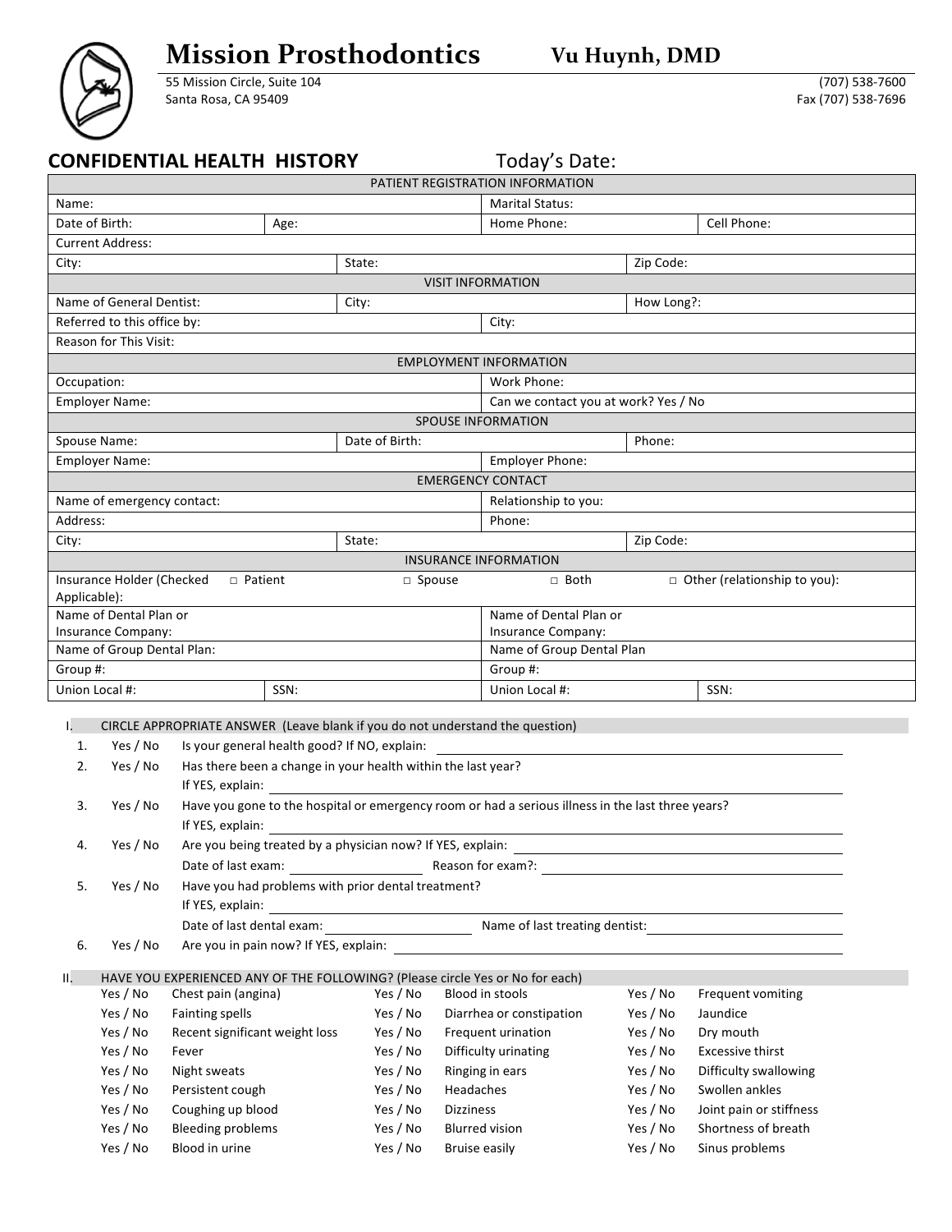# Mission Prosthodontics

**Vu Huynh, DMD**

55 Mission Circle, Suite 104
Santa Rosa, CA 95409

(707) 538-7600
Fax (707) 538-7696

## CONFIDENTIAL HEALTH HISTORY

Today's Date:

| PATIENT REGISTRATION INFORMATION | | | |
|---|---|---|---|
| Name: | | Marital Status: | |
| Date of Birth: | Age: | Home Phone: | Cell Phone: |
| Current Address: | | | |
| City: | State: | | Zip Code: |
| **VISIT INFORMATION** | | | |
| Name of General Dentist: | City: | | How Long?: |
| Referred to this office by: | | City: | |
| Reason for This Visit: | | | |
| **EMPLOYMENT INFORMATION** | | | |
| Occupation: | | Work Phone: | |
| Employer Name: | | Can we contact you at work? Yes / No | |
| **SPOUSE INFORMATION** | | | |
| Spouse Name: | Date of Birth: | | Phone: |
| Employer Name: | | Employer Phone: | |
| **EMERGENCY CONTACT** | | | |
| Name of emergency contact: | | Relationship to you: | |
| Address: | | Phone: | |
| City: | State: | | Zip Code: |
| **INSURANCE INFORMATION** | | | |
| Insurance Holder (Checked Applicable): □ Patient | □ Spouse | □ Both | □ Other (relationship to you): |
| Name of Dental Plan or Insurance Company: | | Name of Dental Plan or Insurance Company: | |
| Name of Group Dental Plan: | | Name of Group Dental Plan | |
| Group #: | | Group #: | |
| Union Local #: | SSN: | Union Local #: | SSN: |

I. CIRCLE APPROPRIATE ANSWER (Leave blank if you do not understand the question)

1. Yes / No Is your general health good? If NO, explain: ______
2. Yes / No Has there been a change in your health within the last year?
   If YES, explain: ______
3. Yes / No Have you gone to the hospital or emergency room or had a serious illness in the last three years?
   If YES, explain: ______
4. Yes / No Are you being treated by a physician now? If YES, explain: ______
   Date of last exam: ______ Reason for exam?: ______
5. Yes / No Have you had problems with prior dental treatment?
   If YES, explain: ______
   Date of last dental exam: ______ Name of last treating dentist: ______
6. Yes / No Are you in pain now? If YES, explain: ______

II. HAVE YOU EXPERIENCED ANY OF THE FOLLOWING? (Please circle Yes or No for each)

| | | | | | |
|---|---|---|---|---|---|
| Yes / No | Chest pain (angina) | Yes / No | Blood in stools | Yes / No | Frequent vomiting |
| Yes / No | Fainting spells | Yes / No | Diarrhea or constipation | Yes / No | Jaundice |
| Yes / No | Recent significant weight loss | Yes / No | Frequent urination | Yes / No | Dry mouth |
| Yes / No | Fever | Yes / No | Difficulty urinating | Yes / No | Excessive thirst |
| Yes / No | Night sweats | Yes / No | Ringing in ears | Yes / No | Difficulty swallowing |
| Yes / No | Persistent cough | Yes / No | Headaches | Yes / No | Swollen ankles |
| Yes / No | Coughing up blood | Yes / No | Dizziness | Yes / No | Joint pain or stiffness |
| Yes / No | Bleeding problems | Yes / No | Blurred vision | Yes / No | Shortness of breath |
| Yes / No | Blood in urine | Yes / No | Bruise easily | Yes / No | Sinus problems |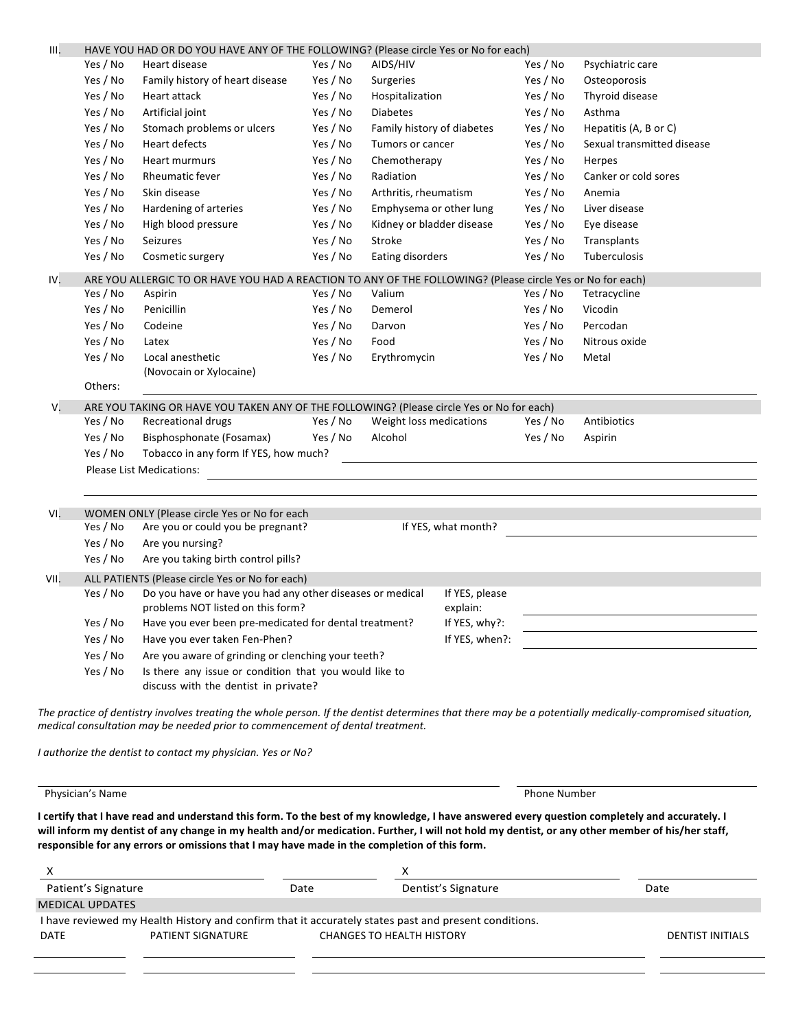## III. HAVE YOU HAD OR DO YOU HAVE ANY OF THE FOLLOWING? (Please circle Yes or No for each)

| | | | | | |
|---|---|---|---|---|---|
| Yes / No | Heart disease | Yes / No | AIDS/HIV | Yes / No | Psychiatric care |
| Yes / No | Family history of heart disease | Yes / No | Surgeries | Yes / No | Osteoporosis |
| Yes / No | Heart attack | Yes / No | Hospitalization | Yes / No | Thyroid disease |
| Yes / No | Artificial joint | Yes / No | Diabetes | Yes / No | Asthma |
| Yes / No | Stomach problems or ulcers | Yes / No | Family history of diabetes | Yes / No | Hepatitis (A, B or C) |
| Yes / No | Heart defects | Yes / No | Tumors or cancer | Yes / No | Sexual transmitted disease |
| Yes / No | Heart murmurs | Yes / No | Chemotherapy | Yes / No | Herpes |
| Yes / No | Rheumatic fever | Yes / No | Radiation | Yes / No | Canker or cold sores |
| Yes / No | Skin disease | Yes / No | Arthritis, rheumatism | Yes / No | Anemia |
| Yes / No | Hardening of arteries | Yes / No | Emphysema or other lung | Yes / No | Liver disease |
| Yes / No | High blood pressure | Yes / No | Kidney or bladder disease | Yes / No | Eye disease |
| Yes / No | Seizures | Yes / No | Stroke | Yes / No | Transplants |
| Yes / No | Cosmetic surgery | Yes / No | Eating disorders | Yes / No | Tuberculosis |

## IV. ARE YOU ALLERGIC TO OR HAVE YOU HAD A REACTION TO ANY OF THE FOLLOWING? (Please circle Yes or No for each)

| | | | | | |
|---|---|---|---|---|---|
| Yes / No | Aspirin | Yes / No | Valium | Yes / No | Tetracycline |
| Yes / No | Penicillin | Yes / No | Demerol | Yes / No | Vicodin |
| Yes / No | Codeine | Yes / No | Darvon | Yes / No | Percodan |
| Yes / No | Latex | Yes / No | Food | Yes / No | Nitrous oxide |
| Yes / No | Local anesthetic (Novocain or Xylocaine) | Yes / No | Erythromycin | Yes / No | Metal |

Others: ______________________________

## V. ARE YOU TAKING OR HAVE YOU TAKEN ANY OF THE FOLLOWING? (Please circle Yes or No for each)

| | | | | | |
|---|---|---|---|---|---|
| Yes / No | Recreational drugs | Yes / No | Weight loss medications | Yes / No | Antibiotics |
| Yes / No | Bisphosphonate (Fosamax) | Yes / No | Alcohol | Yes / No | Aspirin |

Yes / No Tobacco in any form If YES, how much? ______________________________

Please List Medications: ______________________________

______________________________

## VI. WOMEN ONLY (Please circle Yes or No for each

Yes / No Are you or could you be pregnant? If YES, what month? ______________________________

Yes / No Are you nursing?

Yes / No Are you taking birth control pills?

## VII. ALL PATIENTS (Please circle Yes or No for each)

Yes / No Do you have or have you had any other diseases or medical problems NOT listed on this form? If YES, please explain: ______________________________

Yes / No Have you ever been pre-medicated for dental treatment? If YES, why?: ______________________________

Yes / No Have you ever taken Fen-Phen? If YES, when?: ______________________________

Yes / No Are you aware of grinding or clenching your teeth?

Yes / No Is there any issue or condition that you would like to discuss with the dentist in private?

*The practice of dentistry involves treating the whole person. If the dentist determines that there may be a potentially medically-compromised situation, medical consultation may be needed prior to commencement of dental treatment.*

*I authorize the dentist to contact my physician. Yes or No?*

______________________________ ______________________________

Physician's Name Phone Number

**I certify that I have read and understand this form. To the best of my knowledge, I have answered every question completely and accurately. I will inform my dentist of any change in my health and/or medication. Further, I will not hold my dentist, or any other member of his/her staff, responsible for any errors or omissions that I may have made in the completion of this form.**

X ______________________________ ____________ X ______________________________ ____________

Patient's Signature Date Dentist's Signature Date

## MEDICAL UPDATES

I have reviewed my Health History and confirm that it accurately states past and present conditions.

| DATE | PATIENT SIGNATURE | CHANGES TO HEALTH HISTORY | DENTIST INITIALS |
|---|---|---|---|
| | | | |
| | | | |